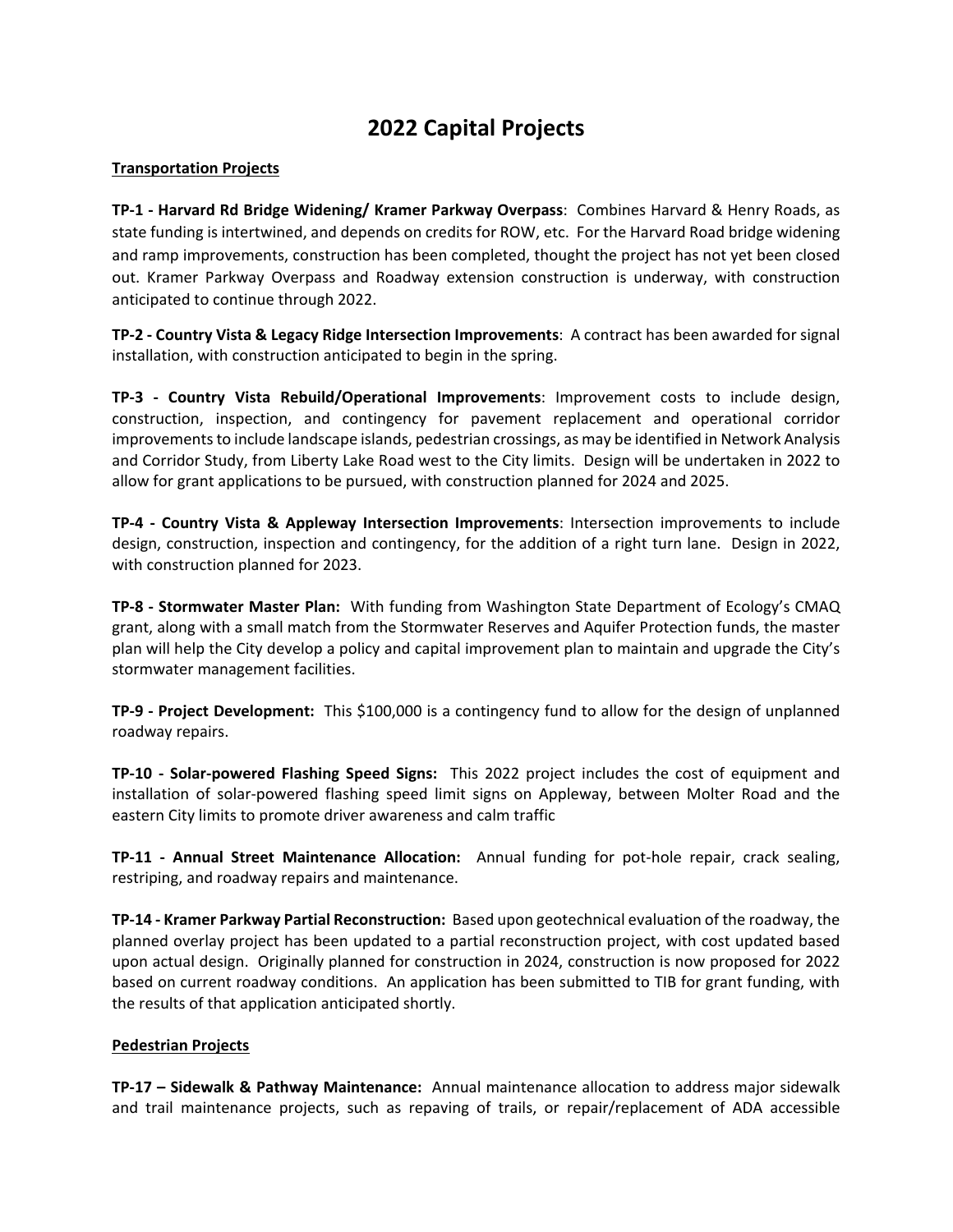# 2022 Capital Projects

**Transportation Projects**

**TP-1 - Harvard Rd Bridge Widening/ Kramer Parkway Overpass**: Combines Harvard & Henry Roads, as state funding is intertwined, and depends on credits for ROW, etc. For the Harvard Road bridge widening and ramp improvements, construction has been completed, thought the project has not yet been closed out. Kramer Parkway Overpass and Roadway extension construction is underway, with construction anticipated to continue through 2022.

**TP-2 - Country Vista & Legacy Ridge Intersection Improvements**: A contract has been awarded for signal installation, with construction anticipated to begin in the spring.

**TP-3 - Country Vista Rebuild/Operational Improvements**: Improvement costs to include design, construction, inspection, and contingency for pavement replacement and operational corridor improvements to include landscape islands, pedestrian crossings, as may be identified in Network Analysis and Corridor Study, from Liberty Lake Road west to the City limits. Design will be undertaken in 2022 to allow for grant applications to be pursued, with construction planned for 2024 and 2025.

**TP-4 - Country Vista & Appleway Intersection Improvements**: Intersection improvements to include design, construction, inspection and contingency, for the addition of a right turn lane. Design in 2022, with construction planned for 2023.

**TP-8 - Stormwater Master Plan:** With funding from Washington State Department of Ecology's CMAQ grant, along with a small match from the Stormwater Reserves and Aquifer Protection funds, the master plan will help the City develop a policy and capital improvement plan to maintain and upgrade the City's stormwater management facilities.

**TP-9 - Project Development:** This $100,000 is a contingency fund to allow for the design of unplanned roadway repairs.

**TP-10 - Solar-powered Flashing Speed Signs:** This 2022 project includes the cost of equipment and installation of solar-powered flashing speed limit signs on Appleway, between Molter Road and the eastern City limits to promote driver awareness and calm traffic

**TP-11 - Annual Street Maintenance Allocation:** Annual funding for pot-hole repair, crack sealing, restriping, and roadway repairs and maintenance.

**TP-14 - Kramer Parkway Partial Reconstruction:** Based upon geotechnical evaluation of the roadway, the planned overlay project has been updated to a partial reconstruction project, with cost updated based upon actual design. Originally planned for construction in 2024, construction is now proposed for 2022 based on current roadway conditions. An application has been submitted to TIB for grant funding, with the results of that application anticipated shortly.

**Pedestrian Projects**

**TP-17 – Sidewalk & Pathway Maintenance:** Annual maintenance allocation to address major sidewalk and trail maintenance projects, such as repaving of trails, or repair/replacement of ADA accessible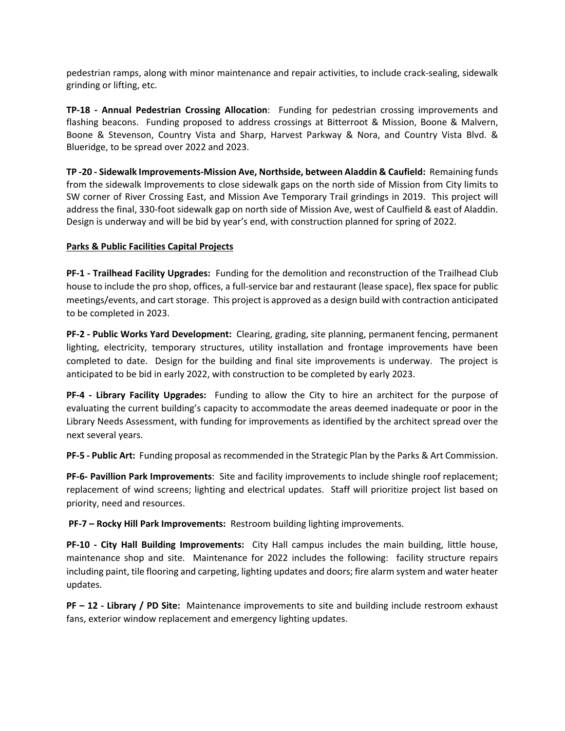pedestrian ramps, along with minor maintenance and repair activities, to include crack-sealing, sidewalk grinding or lifting, etc.

**TP-18 - Annual Pedestrian Crossing Allocation**: Funding for pedestrian crossing improvements and flashing beacons. Funding proposed to address crossings at Bitterroot & Mission, Boone & Malvern, Boone & Stevenson, Country Vista and Sharp, Harvest Parkway & Nora, and Country Vista Blvd. & Blueridge, to be spread over 2022 and 2023.

**TP -20 - Sidewalk Improvements-Mission Ave, Northside, between Aladdin & Caufield:** Remaining funds from the sidewalk Improvements to close sidewalk gaps on the north side of Mission from City limits to SW corner of River Crossing East, and Mission Ave Temporary Trail grindings in 2019. This project will address the final, 330-foot sidewalk gap on north side of Mission Ave, west of Caulfield & east of Aladdin. Design is underway and will be bid by year's end, with construction planned for spring of 2022.

**<u>Parks & Public Facilities Capital Projects</u>**

**PF-1 - Trailhead Facility Upgrades:** Funding for the demolition and reconstruction of the Trailhead Club house to include the pro shop, offices, a full-service bar and restaurant (lease space), flex space for public meetings/events, and cart storage. This project is approved as a design build with contraction anticipated to be completed in 2023.

**PF-2 - Public Works Yard Development:** Clearing, grading, site planning, permanent fencing, permanent lighting, electricity, temporary structures, utility installation and frontage improvements have been completed to date. Design for the building and final site improvements is underway. The project is anticipated to be bid in early 2022, with construction to be completed by early 2023.

**PF-4 - Library Facility Upgrades:** Funding to allow the City to hire an architect for the purpose of evaluating the current building's capacity to accommodate the areas deemed inadequate or poor in the Library Needs Assessment, with funding for improvements as identified by the architect spread over the next several years.

**PF-5 - Public Art:** Funding proposal as recommended in the Strategic Plan by the Parks & Art Commission.

**PF-6- Pavillion Park Improvements**: Site and facility improvements to include shingle roof replacement; replacement of wind screens; lighting and electrical updates. Staff will prioritize project list based on priority, need and resources.

**PF-7 – Rocky Hill Park Improvements:** Restroom building lighting improvements.

**PF-10 - City Hall Building Improvements:** City Hall campus includes the main building, little house, maintenance shop and site. Maintenance for 2022 includes the following: facility structure repairs including paint, tile flooring and carpeting, lighting updates and doors; fire alarm system and water heater updates.

**PF – 12 - Library / PD Site:** Maintenance improvements to site and building include restroom exhaust fans, exterior window replacement and emergency lighting updates.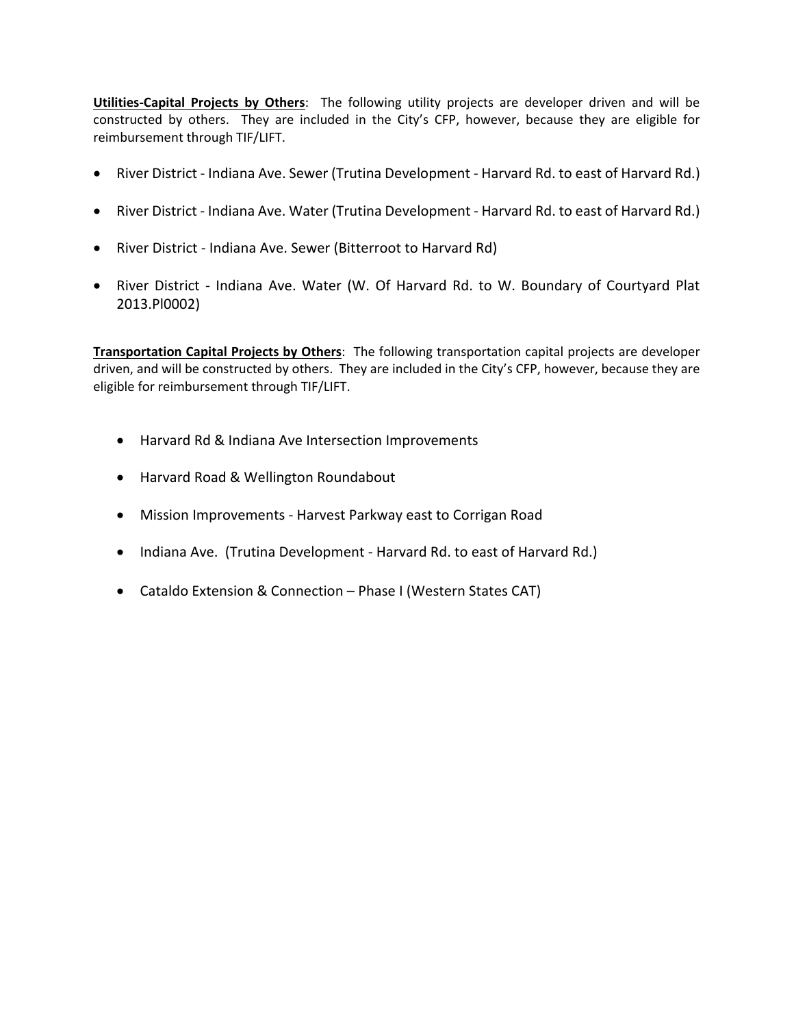**Utilities-Capital Projects by Others**: The following utility projects are developer driven and will be constructed by others. They are included in the City's CFP, however, because they are eligible for reimbursement through TIF/LIFT.

- River District - Indiana Ave. Sewer (Trutina Development - Harvard Rd. to east of Harvard Rd.)
- River District - Indiana Ave. Water (Trutina Development - Harvard Rd. to east of Harvard Rd.)
- River District - Indiana Ave. Sewer (Bitterroot to Harvard Rd)
- River District - Indiana Ave. Water (W. Of Harvard Rd. to W. Boundary of Courtyard Plat 2013.Pl0002)

**Transportation Capital Projects by Others**: The following transportation capital projects are developer driven, and will be constructed by others. They are included in the City's CFP, however, because they are eligible for reimbursement through TIF/LIFT.

- Harvard Rd & Indiana Ave Intersection Improvements
- Harvard Road & Wellington Roundabout
- Mission Improvements - Harvest Parkway east to Corrigan Road
- Indiana Ave. (Trutina Development - Harvard Rd. to east of Harvard Rd.)
- Cataldo Extension & Connection – Phase I (Western States CAT)